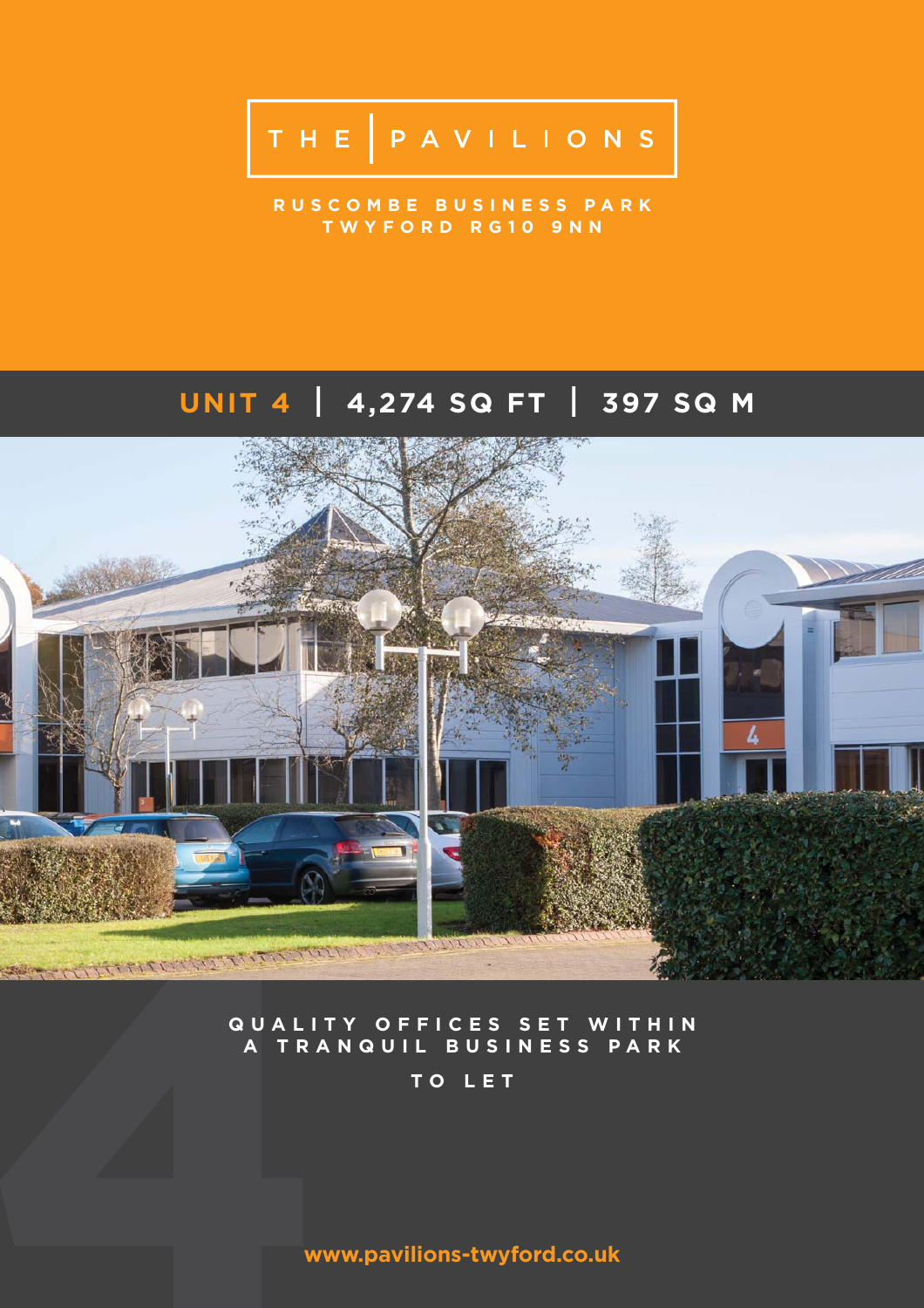# THE | PAVILIONS

RUSCOMBE BUSINESS PARK
TWYFORD RG10 9NN

## UNIT 4 | 4,274 SQ FT | 397 SQ M

QUALITY OFFICES SET WITHIN
A TRANQUIL BUSINESS PARK

TO LET

www.pavilions-twyford.co.uk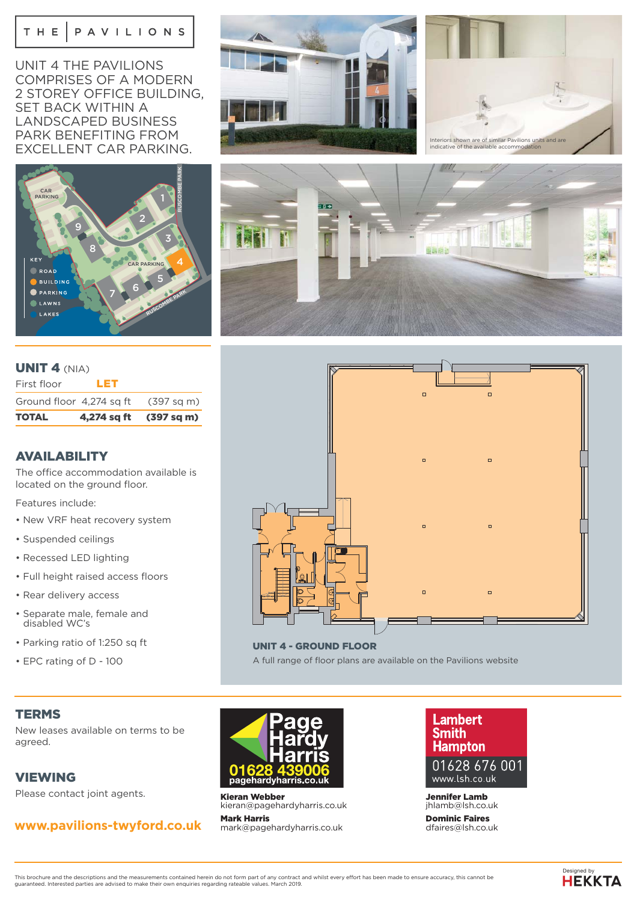# THE PAVILIONS

UNIT 4 THE PAVILIONS COMPRISES OF A MODERN 2 STOREY OFFICE BUILDING, SET BACK WITHIN A LANDSCAPED BUSINESS PARK BENEFITING FROM EXCELLENT CAR PARKING.

Interiors shown are of similar Pavilions units and are indicative of the available accommodation

CAR PARKING
RUSCOMBE PARK
CAR PARKING
RUSCOMBE PARK

KEY
ROAD
BUILDING
PARKING
LAWNS
LAKES

## UNIT 4 (NIA)

| | | |
|---|---|---|
| First floor | LET | |
| Ground floor | 4,274 sq ft | (397 sq m) |
| **TOTAL** | **4,274 sq ft** | **(397 sq m)** |

## AVAILABILITY

The office accommodation available is located on the ground floor.

Features include:

- New VRF heat recovery system
- Suspended ceilings
- Recessed LED lighting
- Full height raised access floors
- Rear delivery access
- Separate male, female and disabled WC's
- Parking ratio of 1:250 sq ft
- EPC rating of D - 100

**UNIT 4 - GROUND FLOOR**

A full range of floor plans are available on the Pavilions website

## TERMS

New leases available on terms to be agreed.

## VIEWING

Please contact joint agents.

**www.pavilions-twyford.co.uk**

Page Hardy Harris
01628 439006
pagehardyharris.co.uk

**Kieran Webber**
kieran@pagehardyharris.co.uk

**Mark Harris**
mark@pagehardyharris.co.uk

Lambert Smith Hampton
01628 676 001
www.lsh.co.uk

**Jennifer Lamb**
jhlamb@lsh.co.uk

**Dominic Faires**
dfaires@lsh.co.uk

This brochure and the descriptions and the measurements contained herein do not form part of any contract and whilst every effort has been made to ensure accuracy, this cannot be guaranteed. Interested parties are advised to make their own enquiries regarding rateable values. March 2019.

Designed by HEKKTA